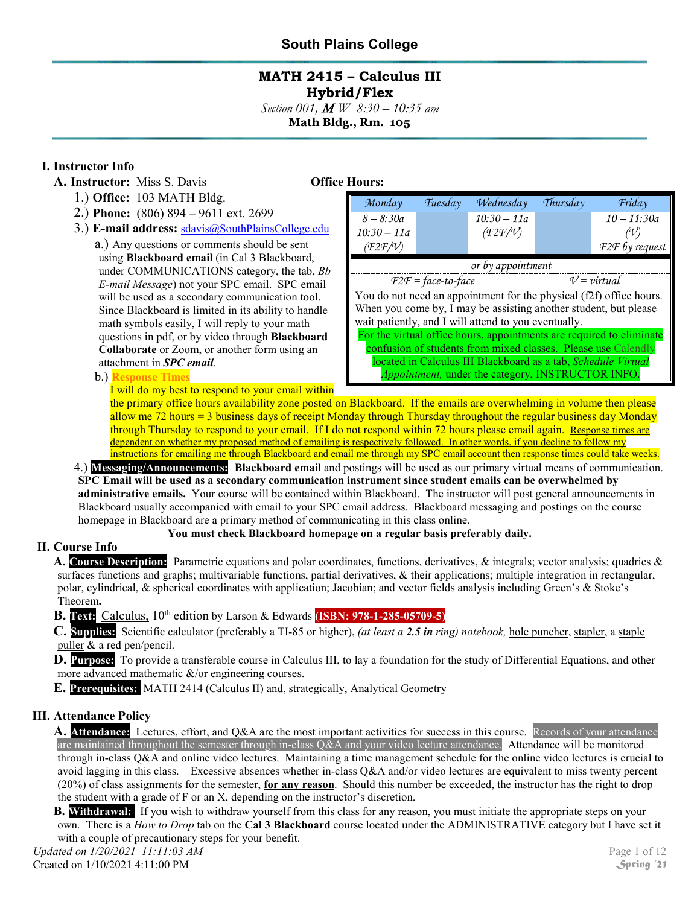# South Plains College

## MATH 2415 – Calculus III
## Hybrid/Flex

*Section 001, M W 8:30 – 10:35 am*

**Math Bldg., Rm. 105**

## I. Instructor Info

**A. Instructor:** Miss S. Davis

1.) **Office:** 103 MATH Bldg.

2.) **Phone:** (806) 894 – 9611 ext. 2699

3.) **E-mail address:** sdavis@SouthPlainsCollege.edu

a.) Any questions or comments should be sent using **Blackboard email** (in Cal 3 Blackboard, under COMMUNICATIONS category, the tab, *Bb E-mail Message*) not your SPC email. SPC email will be used as a secondary communication tool. Since Blackboard is limited in its ability to handle math symbols easily, I will reply to your math questions in pdf, or by video through **Blackboard Collaborate** or Zoom, or another form using an attachment in ***SPC email***.

b.) Response Times

I will do my best to respond to your email within the primary office hours availability zone posted on Blackboard. If the emails are overwhelming in volume then please allow me 72 hours = 3 business days of receipt Monday through Thursday throughout the regular business day Monday through Thursday to respond to your email. If I do not respond within 72 hours please email again. Response times are dependent on whether my proposed method of emailing is respectively followed. In other words, if you decline to follow my instructions for emailing me through Blackboard and email me through my SPC email account then response times could take weeks.

**Office Hours:**

| Monday | Tuesday | Wednesday | Thursday | Friday |
|---|---|---|---|---|
| 8 – 8:30a<br>10:30 – 11a<br>(F2F/V) | | 10:30 – 11a<br>(F2F/V) | | 10 – 11:30a<br>(V)<br>F2F by request |

*or by appointment*

*F2F = face-to-face* *V = virtual*

You do not need an appointment for the physical (f2f) office hours. When you come by, I may be assisting another student, but please wait patiently, and I will attend to you eventually.

For the virtual office hours, appointments are required to eliminate confusion of students from mixed classes. Please use Calendly located in Calculus III Blackboard as a tab, *Schedule Virtual Appointment,* under the category, INSTRUCTOR INFO.

4.) **Messaging/Announcements: Blackboard email** and postings will be used as our primary virtual means of communication. **SPC Email will be used as a secondary communication instrument since student emails can be overwhelmed by administrative emails.** Your course will be contained within Blackboard. The instructor will post general announcements in Blackboard usually accompanied with email to your SPC email address. Blackboard messaging and postings on the course homepage in Blackboard are a primary method of communicating in this class online.

**You must check Blackboard homepage on a regular basis preferably daily.**

## II. Course Info

**A. Course Description:** Parametric equations and polar coordinates, functions, derivatives, & integrals; vector analysis; quadrics & surfaces functions and graphs; multivariable functions, partial derivatives, & their applications; multiple integration in rectangular, polar, cylindrical, & spherical coordinates with application; Jacobian; and vector fields analysis including Green's & Stoke's Theorem**.**

**B. Text:** Calculus, 10th edition by Larson & Edwards **(ISBN: 978-1-285-05709-5)**

**C. Supplies:** Scientific calculator (preferably a TI-85 or higher), *(at least a **2.5 in** ring) notebook,* hole puncher, stapler, a staple puller & a red pen/pencil.

**D. Purpose:** To provide a transferable course in Calculus III, to lay a foundation for the study of Differential Equations, and other more advanced mathematic &/or engineering courses.

**E. Prerequisites:** MATH 2414 (Calculus II) and, strategically, Analytical Geometry

## III. Attendance Policy

**A. Attendance:** Lectures, effort, and Q&A are the most important activities for success in this course. Records of your attendance are maintained throughout the semester through in-class Q&A and your video lecture attendance. Attendance will be monitored through in-class Q&A and online video lectures. Maintaining a time management schedule for the online video lectures is crucial to avoid lagging in this class. Excessive absences whether in-class Q&A and/or video lectures are equivalent to miss twenty percent (20%) of class assignments for the semester, **for any reason**. Should this number be exceeded, the instructor has the right to drop the student with a grade of F or an X, depending on the instructor's discretion.

**B. Withdrawal:** If you wish to withdraw yourself from this class for any reason, you must initiate the appropriate steps on your own. There is a *How to Drop* tab on the **Cal 3 Blackboard** course located under the ADMINISTRATIVE category but I have set it with a couple of precautionary steps for your benefit.

*Updated on 1/20/2021 11:11:03 AM*
Created on 1/10/2021 4:11:00 PM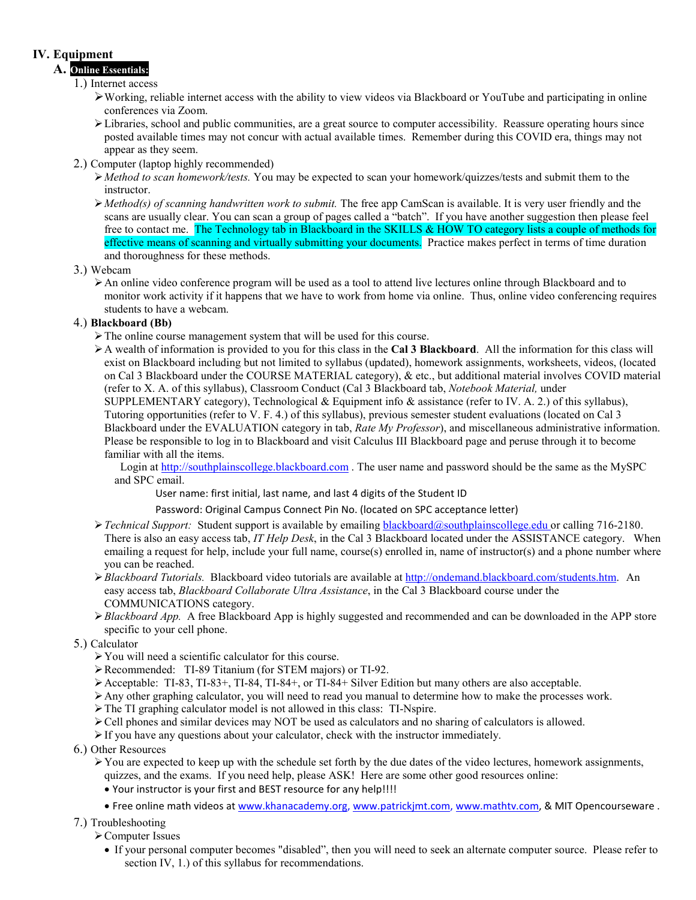## IV. Equipment

### A. **Online Essentials:**

1.) Internet access

- Working, reliable internet access with the ability to view videos via Blackboard or YouTube and participating in online conferences via Zoom.
- Libraries, school and public communities, are a great source to computer accessibility. Reassure operating hours since posted available times may not concur with actual available times. Remember during this COVID era, things may not appear as they seem.

2.) Computer (laptop highly recommended)

- *Method to scan homework/tests.* You may be expected to scan your homework/quizzes/tests and submit them to the instructor.
- *Method(s) of scanning handwritten work to submit.* The free app CamScan is available. It is very user friendly and the scans are usually clear. You can scan a group of pages called a "batch". If you have another suggestion then please feel free to contact me. The Technology tab in Blackboard in the SKILLS & HOW TO category lists a couple of methods for effective means of scanning and virtually submitting your documents. Practice makes perfect in terms of time duration and thoroughness for these methods.

3.) Webcam

- An online video conference program will be used as a tool to attend live lectures online through Blackboard and to monitor work activity if it happens that we have to work from home via online. Thus, online video conferencing requires students to have a webcam.

4.) **Blackboard (Bb)**

- The online course management system that will be used for this course.
- A wealth of information is provided to you for this class in the **Cal 3 Blackboard**. All the information for this class will exist on Blackboard including but not limited to syllabus (updated), homework assignments, worksheets, videos, (located on Cal 3 Blackboard under the COURSE MATERIAL category), & etc., but additional material involves COVID material (refer to X. A. of this syllabus), Classroom Conduct (Cal 3 Blackboard tab, *Notebook Material,* under SUPPLEMENTARY category), Technological & Equipment info & assistance (refer to IV. A. 2.) of this syllabus), Tutoring opportunities (refer to V. F. 4.) of this syllabus), previous semester student evaluations (located on Cal 3 Blackboard under the EVALUATION category in tab, *Rate My Professor*), and miscellaneous administrative information. Please be responsible to log in to Blackboard and visit Calculus III Blackboard page and peruse through it to become familiar with all the items.

  Login at http://southplainscollege.blackboard.com . The user name and password should be the same as the MySPC and SPC email.

  User name: first initial, last name, and last 4 digits of the Student ID

  Password: Original Campus Connect Pin No. (located on SPC acceptance letter)

- *Technical Support:* Student support is available by emailing blackboard@southplainscollege.edu or calling 716-2180. There is also an easy access tab, *IT Help Desk*, in the Cal 3 Blackboard located under the ASSISTANCE category. When emailing a request for help, include your full name, course(s) enrolled in, name of instructor(s) and a phone number where you can be reached.
- *Blackboard Tutorials.* Blackboard video tutorials are available at http://ondemand.blackboard.com/students.htm. An easy access tab, *Blackboard Collaborate Ultra Assistance*, in the Cal 3 Blackboard course under the COMMUNICATIONS category.
- *Blackboard App.* A free Blackboard App is highly suggested and recommended and can be downloaded in the APP store specific to your cell phone.

5.) Calculator

- You will need a scientific calculator for this course.
- Recommended: TI-89 Titanium (for STEM majors) or TI-92.
- Acceptable: TI-83, TI-83+, TI-84, TI-84+, or TI-84+ Silver Edition but many others are also acceptable.
- Any other graphing calculator, you will need to read you manual to determine how to make the processes work.
- The TI graphing calculator model is not allowed in this class: TI-Nspire.
- Cell phones and similar devices may NOT be used as calculators and no sharing of calculators is allowed.
- If you have any questions about your calculator, check with the instructor immediately.

6.) Other Resources

- You are expected to keep up with the schedule set forth by the due dates of the video lectures, homework assignments, quizzes, and the exams. If you need help, please ASK! Here are some other good resources online:
  - Your instructor is your first and BEST resource for any help!!!!
  - Free online math videos at www.khanacademy.org, www.patrickjmt.com, www.mathtv.com, & MIT Opencourseware .

7.) Troubleshooting

- Computer Issues
  - If your personal computer becomes "disabled", then you will need to seek an alternate computer source. Please refer to section IV, 1.) of this syllabus for recommendations.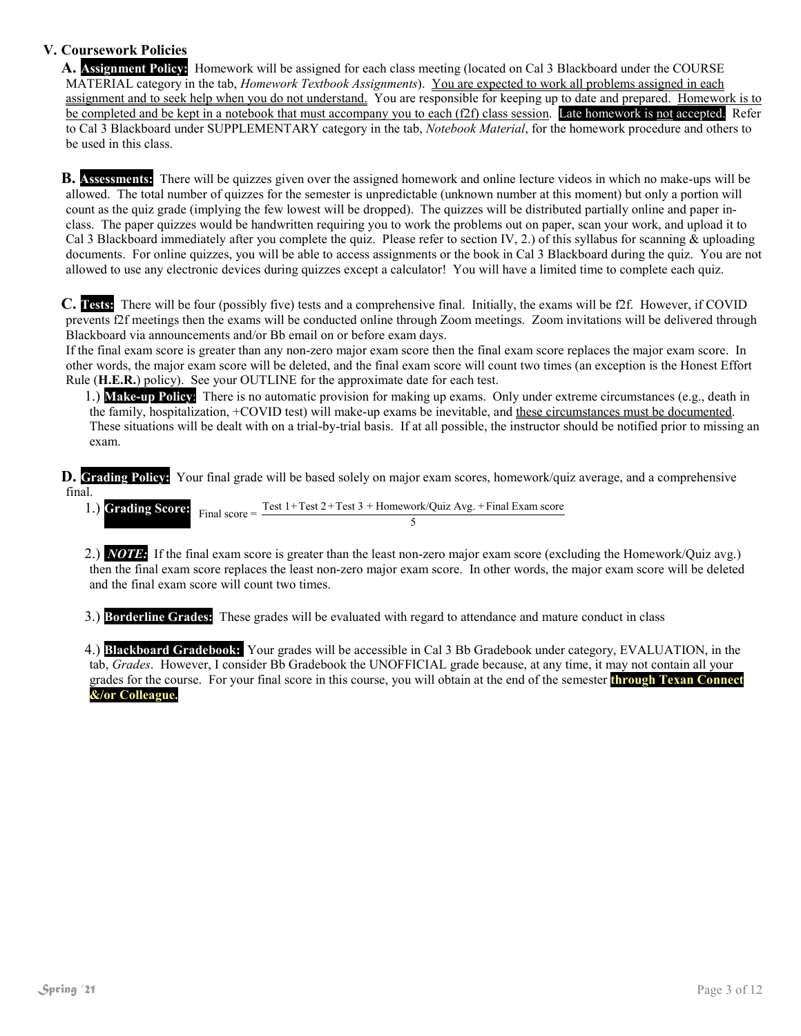### V. Coursework Policies

**A. Assignment Policy:** Homework will be assigned for each class meeting (located on Cal 3 Blackboard under the COURSE MATERIAL category in the tab, *Homework Textbook Assignments*). <u>You are expected to work all problems assigned in each assignment and to seek help when you do not understand.</u> You are responsible for keeping up to date and prepared. <u>Homework is to be completed and be kept in a notebook that must accompany you to each (f2f) class session</u>. **Late homework is <u>not</u> accepted.** Refer to Cal 3 Blackboard under SUPPLEMENTARY category in the tab, *Notebook Material*, for the homework procedure and others to be used in this class.

**B. Assessments:** There will be quizzes given over the assigned homework and online lecture videos in which no make-ups will be allowed. The total number of quizzes for the semester is unpredictable (unknown number at this moment) but only a portion will count as the quiz grade (implying the few lowest will be dropped). The quizzes will be distributed partially online and paper in-class. The paper quizzes would be handwritten requiring you to work the problems out on paper, scan your work, and upload it to Cal 3 Blackboard immediately after you complete the quiz. Please refer to section IV, 2.) of this syllabus for scanning & uploading documents. For online quizzes, you will be able to access assignments or the book in Cal 3 Blackboard during the quiz. You are not allowed to use any electronic devices during quizzes except a calculator! You will have a limited time to complete each quiz.

**C. Tests:** There will be four (possibly five) tests and a comprehensive final. Initially, the exams will be f2f. However, if COVID prevents f2f meetings then the exams will be conducted online through Zoom meetings. Zoom invitations will be delivered through Blackboard via announcements and/or Bb email on or before exam days.
If the final exam score is greater than any non-zero major exam score then the final exam score replaces the major exam score. In other words, the major exam score will be deleted, and the final exam score will count two times (an exception is the Honest Effort Rule (**H.E.R.**) policy). See your OUTLINE for the approximate date for each test.

1.) **Make-up Policy:** There is no automatic provision for making up exams. Only under extreme circumstances (e.g., death in the family, hospitalization, +COVID test) will make-up exams be inevitable, and <u>these circumstances must be documented</u>. These situations will be dealt with on a trial-by-trial basis. If at all possible, the instructor should be notified prior to missing an exam.

**D. Grading Policy:** Your final grade will be based solely on major exam scores, homework/quiz average, and a comprehensive final.

1.) **Grading Score:**
$$\text{Final score} = \frac{\text{Test 1} + \text{Test 2} + \text{Test 3} + \text{Homework/Quiz Avg.} + \text{Final Exam score}}{5}$$

2.) ***NOTE:*** If the final exam score is greater than the least non-zero major exam score (excluding the Homework/Quiz avg.) then the final exam score replaces the least non-zero major exam score. In other words, the major exam score will be deleted and the final exam score will count two times.

3.) **Borderline Grades:** These grades will be evaluated with regard to attendance and mature conduct in class

4.) **Blackboard Gradebook:** Your grades will be accessible in Cal 3 Bb Gradebook under category, EVALUATION, in the tab, *Grades*. However, I consider Bb Gradebook the UNOFFICIAL grade because, at any time, it may not contain all your grades for the course. For your final score in this course, you will obtain at the end of the semester **through Texan Connect &/or Colleague.**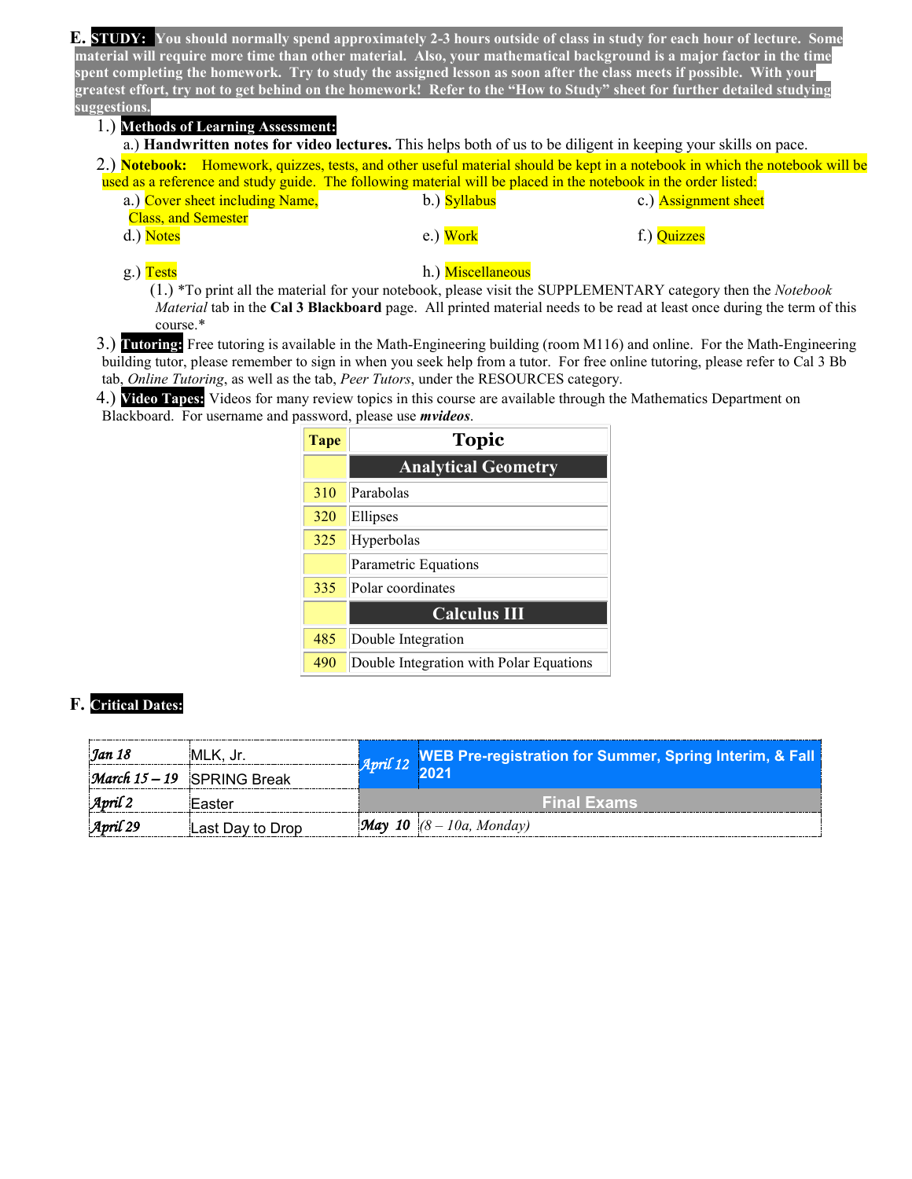**E. STUDY:** **You should normally spend approximately 2-3 hours outside of class in study for each hour of lecture. Some material will require more time than other material. Also, your mathematical background is a major factor in the time spent completing the homework. Try to study the assigned lesson as soon after the class meets if possible. With your greatest effort, try not to get behind on the homework! Refer to the "How to Study" sheet for further detailed studying suggestions.**

1.) **Methods of Learning Assessment:**

a.) **Handwritten notes for video lectures.** This helps both of us to be diligent in keeping your skills on pace.

2.) **Notebook:** Homework, quizzes, tests, and other useful material should be kept in a notebook in which the notebook will be used as a reference and study guide. The following material will be placed in the notebook in the order listed:

a.) Cover sheet including Name, Class, and Semester
b.) Syllabus
c.) Assignment sheet
d.) Notes
e.) Work
f.) Quizzes
g.) Tests
h.) Miscellaneous

(1.) *To print all the material for your notebook, please visit the SUPPLEMENTARY category then the *Notebook Material* tab in the **Cal 3 Blackboard** page. All printed material needs to be read at least once during the term of this course.*

3.) **Tutoring:** Free tutoring is available in the Math-Engineering building (room M116) and online. For the Math-Engineering building tutor, please remember to sign in when you seek help from a tutor. For free online tutoring, please refer to Cal 3 Bb tab, *Online Tutoring*, as well as the tab, *Peer Tutors*, under the RESOURCES category.

4.) **Video Tapes:** Videos for many review topics in this course are available through the Mathematics Department on Blackboard. For username and password, please use ***mvideos***.

| Tape | Topic |
|---|---|
| | **Analytical Geometry** |
| 310 | Parabolas |
| 320 | Ellipses |
| 325 | Hyperbolas |
| | Parametric Equations |
| 335 | Polar coordinates |
| | **Calculus III** |
| 485 | Double Integration |
| 490 | Double Integration with Polar Equations |

**F. Critical Dates:**

| Date | Event | Date | Event |
|---|---|---|---|
| *Jan 18* | MLK, Jr. | *April 12* | WEB Pre-registration for Summer, Spring Interim, & Fall 2021 |
| *March 15 – 19* | SPRING Break | | **Final Exams** |
| *April 2* | Easter | *May 10* | *(8 – 10a, Monday)* |
| *April 29* | Last Day to Drop | | |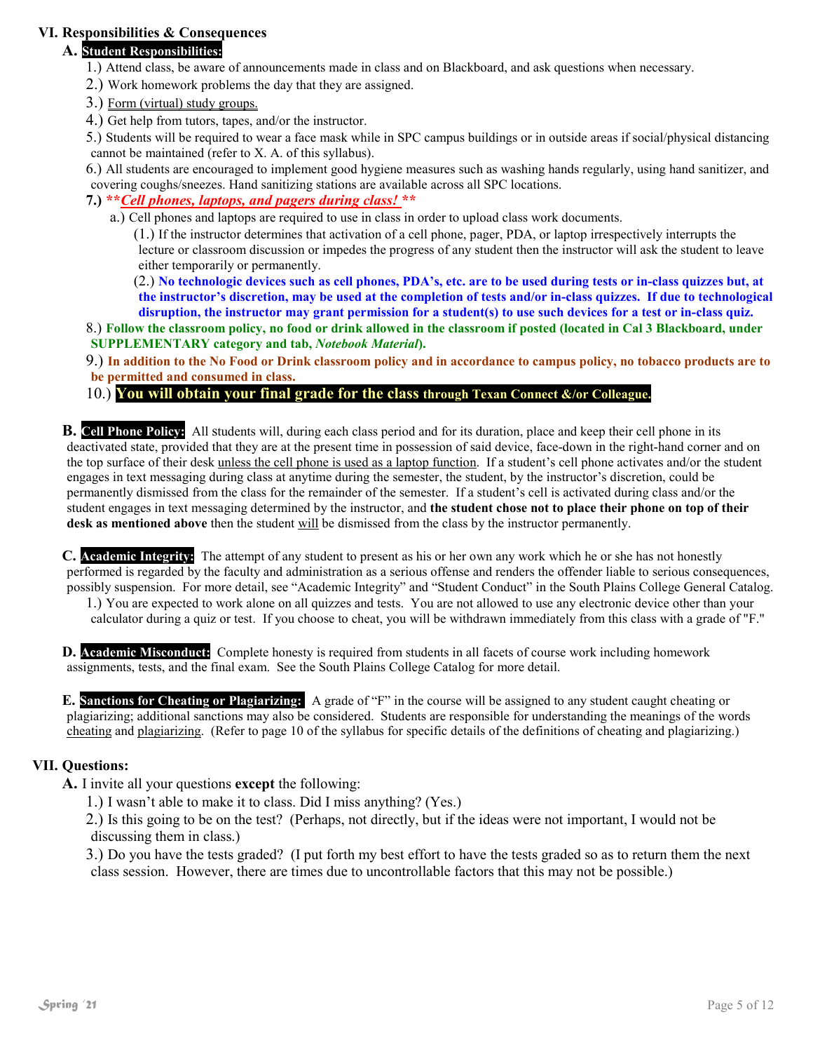## VI. Responsibilities & Consequences

### A. **Student Responsibilities:**

1.) Attend class, be aware of announcements made in class and on Blackboard, and ask questions when necessary.

2.) Work homework problems the day that they are assigned.

3.) <u>Form (virtual) study groups.</u>

4.) Get help from tutors, tapes, and/or the instructor.

5.) Students will be required to wear a face mask while in SPC campus buildings or in outside areas if social/physical distancing cannot be maintained (refer to X. A. of this syllabus).

6.) All students are encouraged to implement good hygiene measures such as washing hands regularly, using hand sanitizer, and covering coughs/sneezes. Hand sanitizing stations are available across all SPC locations.

**7.)** ***\*\*Cell phones, laptops, and pagers during class! \*\****

a.) Cell phones and laptops are required to use in class in order to upload class work documents.

(1.) If the instructor determines that activation of a cell phone, pager, PDA, or laptop irrespectively interrupts the lecture or classroom discussion or impedes the progress of any student then the instructor will ask the student to leave either temporarily or permanently.

(2.) **No technologic devices such as cell phones, PDA's, etc. are to be used during tests or in-class quizzes but, at the instructor's discretion, may be used at the completion of tests and/or in-class quizzes. If due to technological disruption, the instructor may grant permission for a student(s) to use such devices for a test or in-class quiz.**

8.) **Follow the classroom policy, no food or drink allowed in the classroom if posted (located in Cal 3 Blackboard, under SUPPLEMENTARY category and tab, *Notebook Material*).**

9.) **In addition to the No Food or Drink classroom policy and in accordance to campus policy, no tobacco products are to be permitted and consumed in class.**

10.) **You will obtain your final grade for the class through Texan Connect &/or Colleague.**

**B. Cell Phone Policy:** All students will, during each class period and for its duration, place and keep their cell phone in its deactivated state, provided that they are at the present time in possession of said device, face-down in the right-hand corner and on the top surface of their desk <u>unless the cell phone is used as a laptop function</u>. If a student's cell phone activates and/or the student engages in text messaging during class at anytime during the semester, the student, by the instructor's discretion, could be permanently dismissed from the class for the remainder of the semester. If a student's cell is activated during class and/or the student engages in text messaging determined by the instructor, and **the student chose not to place their phone on top of their desk as mentioned above** then the student <u>will</u> be dismissed from the class by the instructor permanently.

**C. Academic Integrity:** The attempt of any student to present as his or her own any work which he or she has not honestly performed is regarded by the faculty and administration as a serious offense and renders the offender liable to serious consequences, possibly suspension. For more detail, see "Academic Integrity" and "Student Conduct" in the South Plains College General Catalog.

1.) You are expected to work alone on all quizzes and tests. You are not allowed to use any electronic device other than your calculator during a quiz or test. If you choose to cheat, you will be withdrawn immediately from this class with a grade of "F."

**D. Academic Misconduct:** Complete honesty is required from students in all facets of course work including homework assignments, tests, and the final exam. See the South Plains College Catalog for more detail.

**E. Sanctions for Cheating or Plagiarizing:** A grade of "F" in the course will be assigned to any student caught cheating or plagiarizing; additional sanctions may also be considered. Students are responsible for understanding the meanings of the words <u>cheating</u> and <u>plagiarizing</u>. (Refer to page 10 of the syllabus for specific details of the definitions of cheating and plagiarizing.)

## VII. Questions:

**A.** I invite all your questions **except** the following:

1.) I wasn't able to make it to class. Did I miss anything? (Yes.)

2.) Is this going to be on the test? (Perhaps, not directly, but if the ideas were not important, I would not be discussing them in class.)

3.) Do you have the tests graded? (I put forth my best effort to have the tests graded so as to return them the next class session. However, there are times due to uncontrollable factors that this may not be possible.)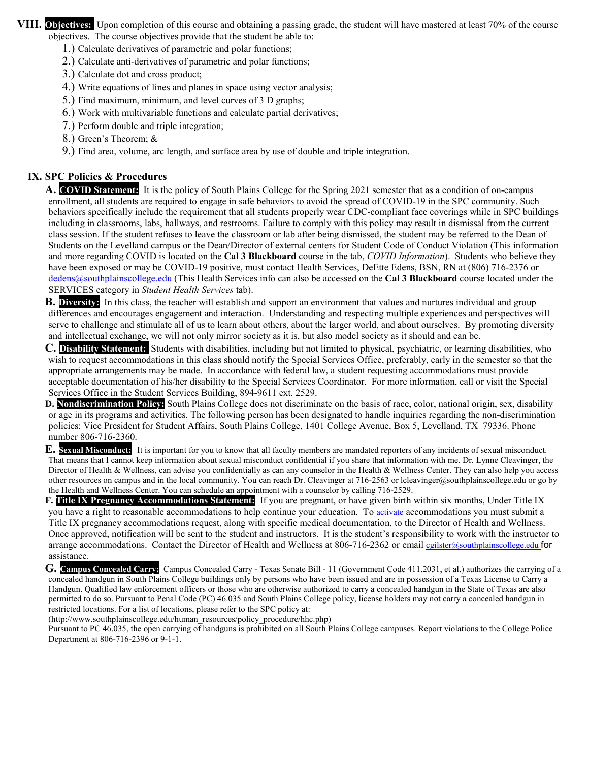**VIII. Objectives:** Upon completion of this course and obtaining a passing grade, the student will have mastered at least 70% of the course objectives. The course objectives provide that the student be able to:

1.) Calculate derivatives of parametric and polar functions;
2.) Calculate anti-derivatives of parametric and polar functions;
3.) Calculate dot and cross product;
4.) Write equations of lines and planes in space using vector analysis;
5.) Find maximum, minimum, and level curves of 3 D graphs;
6.) Work with multivariable functions and calculate partial derivatives;
7.) Perform double and triple integration;
8.) Green's Theorem; &
9.) Find area, volume, arc length, and surface area by use of double and triple integration.

## IX. SPC Policies & Procedures

**A. COVID Statement:** It is the policy of South Plains College for the Spring 2021 semester that as a condition of on-campus enrollment, all students are required to engage in safe behaviors to avoid the spread of COVID-19 in the SPC community. Such behaviors specifically include the requirement that all students properly wear CDC-compliant face coverings while in SPC buildings including in classrooms, labs, hallways, and restrooms. Failure to comply with this policy may result in dismissal from the current class session. If the student refuses to leave the classroom or lab after being dismissed, the student may be referred to the Dean of Students on the Levelland campus or the Dean/Director of external centers for Student Code of Conduct Violation (This information and more regarding COVID is located on the **Cal 3 Blackboard** course in the tab, *COVID Information*). Students who believe they have been exposed or may be COVID-19 positive, must contact Health Services, DeEtte Edens, BSN, RN at (806) 716-2376 or dedens@southplainscollege.edu (This Health Services info can also be accessed on the **Cal 3 Blackboard** course located under the SERVICES category in *Student Health Services* tab).

**B. Diversity:** In this class, the teacher will establish and support an environment that values and nurtures individual and group differences and encourages engagement and interaction. Understanding and respecting multiple experiences and perspectives will serve to challenge and stimulate all of us to learn about others, about the larger world, and about ourselves. By promoting diversity and intellectual exchange, we will not only mirror society as it is, but also model society as it should and can be.

**C. Disability Statement:** Students with disabilities, including but not limited to physical, psychiatric, or learning disabilities, who wish to request accommodations in this class should notify the Special Services Office, preferably, early in the semester so that the appropriate arrangements may be made. In accordance with federal law, a student requesting accommodations must provide acceptable documentation of his/her disability to the Special Services Coordinator. For more information, call or visit the Special Services Office in the Student Services Building, 894-9611 ext. 2529.

**D. Nondiscrimination Policy:** South Plains College does not discriminate on the basis of race, color, national origin, sex, disability or age in its programs and activities. The following person has been designated to handle inquiries regarding the non-discrimination policies: Vice President for Student Affairs, South Plains College, 1401 College Avenue, Box 5, Levelland, TX 79336. Phone number 806-716-2360.

**E. Sexual Misconduct:** It is important for you to know that all faculty members are mandated reporters of any incidents of sexual misconduct. That means that I cannot keep information about sexual misconduct confidential if you share that information with me. Dr. Lynne Cleavinger, the Director of Health & Wellness, can advise you confidentially as can any counselor in the Health & Wellness Center. They can also help you access other resources on campus and in the local community. You can reach Dr. Cleavinger at 716-2563 or lcleavinger@southplainscollege.edu or go by the Health and Wellness Center. You can schedule an appointment with a counselor by calling 716-2529.

**F. Title IX Pregnancy Accommodations Statement:** If you are pregnant, or have given birth within six months, Under Title IX you have a right to reasonable accommodations to help continue your education. To activate accommodations you must submit a Title IX pregnancy accommodations request, along with specific medical documentation, to the Director of Health and Wellness. Once approved, notification will be sent to the student and instructors. It is the student's responsibility to work with the instructor to arrange accommodations. Contact the Director of Health and Wellness at 806-716-2362 or email cgilster@southplainscollege.edu for assistance.

**G. Campus Concealed Carry:** Campus Concealed Carry - Texas Senate Bill - 11 (Government Code 411.2031, et al.) authorizes the carrying of a concealed handgun in South Plains College buildings only by persons who have been issued and are in possession of a Texas License to Carry a Handgun. Qualified law enforcement officers or those who are otherwise authorized to carry a concealed handgun in the State of Texas are also permitted to do so. Pursuant to Penal Code (PC) 46.035 and South Plains College policy, license holders may not carry a concealed handgun in restricted locations. For a list of locations, please refer to the SPC policy at:
(http://www.southplainscollege.edu/human_resources/policy_procedure/hhc.php)
Pursuant to PC 46.035, the open carrying of handguns is prohibited on all South Plains College campuses. Report violations to the College Police Department at 806-716-2396 or 9-1-1.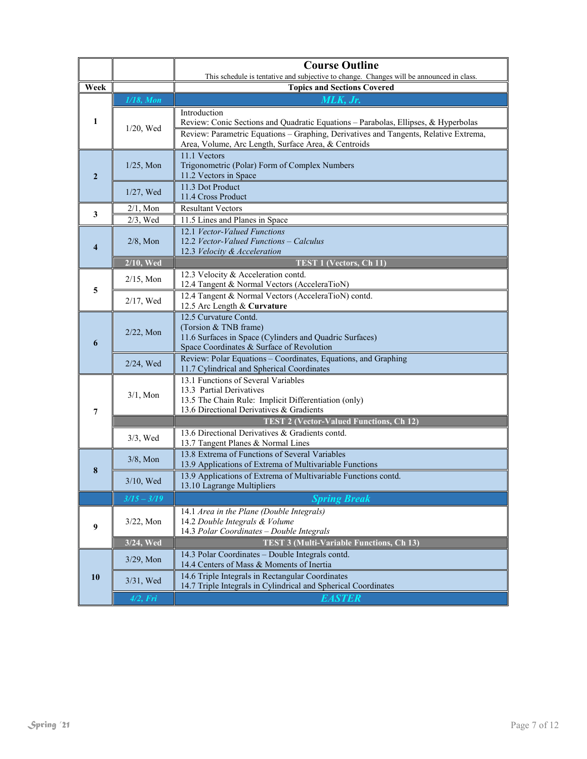## Course Outline

This schedule is tentative and subjective to change. Changes will be announced in class.

| Week | | Topics and Sections Covered |
|---|---|---|
| 1 | *1/18, Mon* | ***MLK, Jr.*** |
| | 1/20, Wed | Introduction<br>Review: Conic Sections and Quadratic Equations – Parabolas, Ellipses, & Hyperbolas |
| | | Review: Parametric Equations – Graphing, Derivatives and Tangents, Relative Extrema, Area, Volume, Arc Length, Surface Area, & Centroids |
| 2 | 1/25, Mon | 11.1 Vectors<br>Trigonometric (Polar) Form of Complex Numbers<br>11.2 Vectors in Space |
| | 1/27, Wed | 11.3 Dot Product<br>11.4 Cross Product |
| 3 | 2/1, Mon | Resultant Vectors |
| | 2/3, Wed | 11.5 Lines and Planes in Space |
| 4 | 2/8, Mon | 12.1 *Vector-Valued Functions*<br>12.2 *Vector-Valued Functions – Calculus*<br>12.3 *Velocity & Acceleration* |
| | **2/10, Wed** | **TEST 1 (Vectors, Ch 11)** |
| 5 | 2/15, Mon | 12.3 Velocity & Acceleration contd.<br>12.4 Tangent & Normal Vectors (AcceleraTioN) |
| | 2/17, Wed | 12.4 Tangent & Normal Vectors (AcceleraTioN) contd.<br>12.5 Arc Length & **Curvature** |
| 6 | 2/22, Mon | 12.5 Curvature Contd.<br>(Torsion & TNB frame)<br>11.6 Surfaces in Space (Cylinders and Quadric Surfaces)<br>Space Coordinates & Surface of Revolution |
| | 2/24, Wed | Review: Polar Equations – Coordinates, Equations, and Graphing<br>11.7 Cylindrical and Spherical Coordinates |
| 7 | 3/1, Mon | 13.1 Functions of Several Variables<br>13.3 Partial Derivatives<br>13.5 The Chain Rule: Implicit Differentiation (only)<br>13.6 Directional Derivatives & Gradients |
| | | **TEST 2 (Vector-Valued Functions, Ch 12)** |
| | 3/3, Wed | 13.6 Directional Derivatives & Gradients contd.<br>13.7 Tangent Planes & Normal Lines |
| 8 | 3/8, Mon | 13.8 Extrema of Functions of Several Variables<br>13.9 Applications of Extrema of Multivariable Functions |
| | 3/10, Wed | 13.9 Applications of Extrema of Multivariable Functions contd.<br>13.10 Lagrange Multipliers |
| | *3/15 – 3/19* | ***Spring Break*** |
| 9 | 3/22, Mon | 14.1 *Area in the Plane (Double Integrals)*<br>14.2 *Double Integrals & Volume*<br>14.3 *Polar Coordinates – Double Integrals* |
| | **3/24, Wed** | **TEST 3 (Multi-Variable Functions, Ch 13)** |
| 10 | 3/29, Mon | 14.3 Polar Coordinates – Double Integrals contd.<br>14.4 Centers of Mass & Moments of Inertia |
| | 3/31, Wed | 14.6 Triple Integrals in Rectangular Coordinates<br>14.7 Triple Integrals in Cylindrical and Spherical Coordinates |
| | *4/2, Fri* | ***EASTER*** |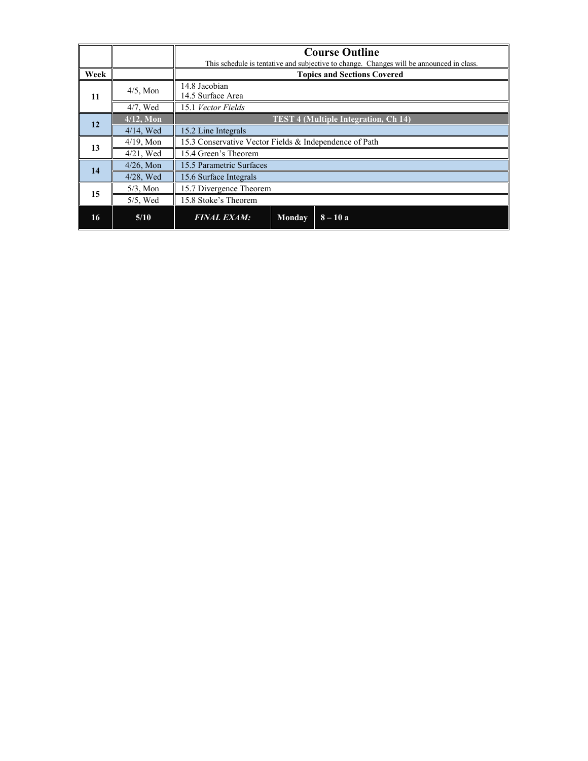| | | **Course Outline**<br>This schedule is tentative and subjective to change. Changes will be announced in class. |
|---|---|---|
| **Week** | | **Topics and Sections Covered** |
| **11** | 4/5, Mon | 14.8 Jacobian<br>14.5 Surface Area |
| | 4/7, Wed | 15.1 *Vector Fields* |
| **12** | **4/12, Mon** | **TEST 4 (Multiple Integration, Ch 14)** |
| | 4/14, Wed | 15.2 Line Integrals |
| **13** | 4/19, Mon | 15.3 Conservative Vector Fields & Independence of Path |
| | 4/21, Wed | 15.4 Green's Theorem |
| **14** | 4/26, Mon | 15.5 Parametric Surfaces |
| | 4/28, Wed | 15.6 Surface Integrals |
| **15** | 5/3, Mon | 15.7 Divergence Theorem |
| | 5/5, Wed | 15.8 Stoke's Theorem |
| **16** | **5/10** | ***FINAL EXAM:*** **Monday** **8 – 10 a** |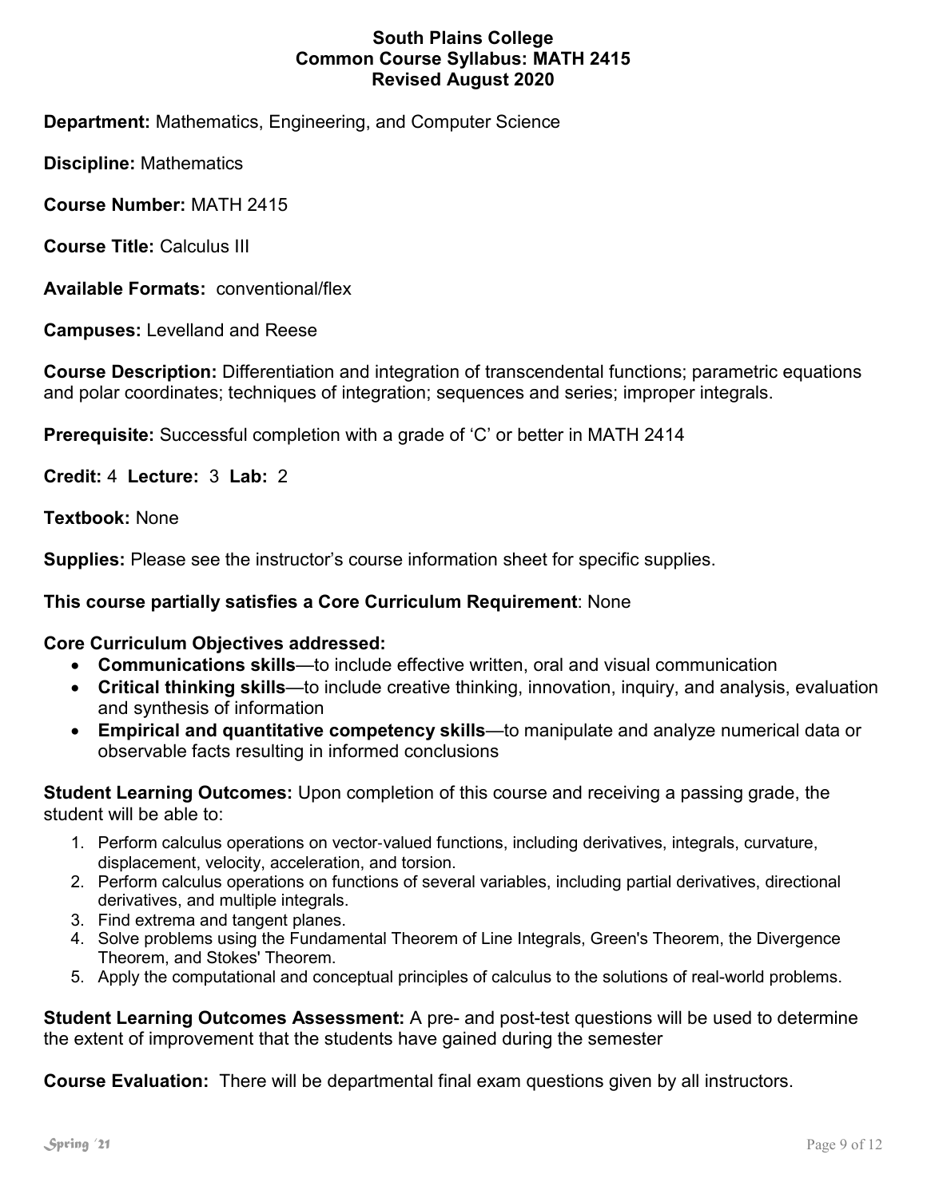# South Plains College
## Common Course Syllabus: MATH 2415
### Revised August 2020

**Department:** Mathematics, Engineering, and Computer Science

**Discipline:** Mathematics

**Course Number:** MATH 2415

**Course Title:** Calculus III

**Available Formats:** conventional/flex

**Campuses:** Levelland and Reese

**Course Description:** Differentiation and integration of transcendental functions; parametric equations and polar coordinates; techniques of integration; sequences and series; improper integrals.

**Prerequisite:** Successful completion with a grade of 'C' or better in MATH 2414

**Credit:** 4 **Lecture:** 3 **Lab:** 2

**Textbook:** None

**Supplies:** Please see the instructor's course information sheet for specific supplies.

**This course partially satisfies a Core Curriculum Requirement**: None

**Core Curriculum Objectives addressed:**

- **Communications skills**—to include effective written, oral and visual communication
- **Critical thinking skills**—to include creative thinking, innovation, inquiry, and analysis, evaluation and synthesis of information
- **Empirical and quantitative competency skills**—to manipulate and analyze numerical data or observable facts resulting in informed conclusions

**Student Learning Outcomes:** Upon completion of this course and receiving a passing grade, the student will be able to:

1. Perform calculus operations on vector-valued functions, including derivatives, integrals, curvature, displacement, velocity, acceleration, and torsion.
2. Perform calculus operations on functions of several variables, including partial derivatives, directional derivatives, and multiple integrals.
3. Find extrema and tangent planes.
4. Solve problems using the Fundamental Theorem of Line Integrals, Green's Theorem, the Divergence Theorem, and Stokes' Theorem.
5. Apply the computational and conceptual principles of calculus to the solutions of real-world problems.

**Student Learning Outcomes Assessment:** A pre- and post-test questions will be used to determine the extent of improvement that the students have gained during the semester

**Course Evaluation:** There will be departmental final exam questions given by all instructors.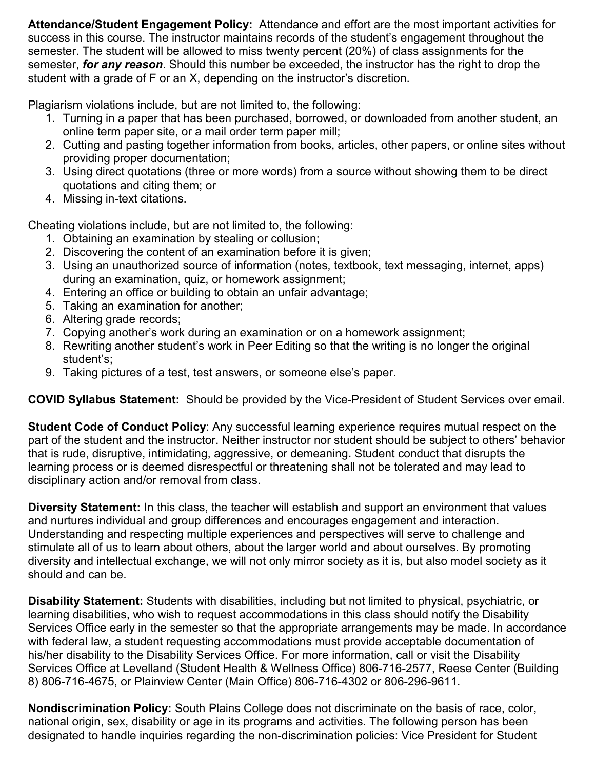**Attendance/Student Engagement Policy:** Attendance and effort are the most important activities for success in this course. The instructor maintains records of the student's engagement throughout the semester. The student will be allowed to miss twenty percent (20%) of class assignments for the semester, ***for any reason***. Should this number be exceeded, the instructor has the right to drop the student with a grade of F or an X, depending on the instructor's discretion.

Plagiarism violations include, but are not limited to, the following:

1. Turning in a paper that has been purchased, borrowed, or downloaded from another student, an online term paper site, or a mail order term paper mill;
2. Cutting and pasting together information from books, articles, other papers, or online sites without providing proper documentation;
3. Using direct quotations (three or more words) from a source without showing them to be direct quotations and citing them; or
4. Missing in-text citations.

Cheating violations include, but are not limited to, the following:

1. Obtaining an examination by stealing or collusion;
2. Discovering the content of an examination before it is given;
3. Using an unauthorized source of information (notes, textbook, text messaging, internet, apps) during an examination, quiz, or homework assignment;
4. Entering an office or building to obtain an unfair advantage;
5. Taking an examination for another;
6. Altering grade records;
7. Copying another's work during an examination or on a homework assignment;
8. Rewriting another student's work in Peer Editing so that the writing is no longer the original student's;
9. Taking pictures of a test, test answers, or someone else's paper.

**COVID Syllabus Statement:** Should be provided by the Vice-President of Student Services over email.

**Student Code of Conduct Policy**: Any successful learning experience requires mutual respect on the part of the student and the instructor. Neither instructor nor student should be subject to others' behavior that is rude, disruptive, intimidating, aggressive, or demeaning**.** Student conduct that disrupts the learning process or is deemed disrespectful or threatening shall not be tolerated and may lead to disciplinary action and/or removal from class.

**Diversity Statement:** In this class, the teacher will establish and support an environment that values and nurtures individual and group differences and encourages engagement and interaction. Understanding and respecting multiple experiences and perspectives will serve to challenge and stimulate all of us to learn about others, about the larger world and about ourselves. By promoting diversity and intellectual exchange, we will not only mirror society as it is, but also model society as it should and can be.

**Disability Statement:** Students with disabilities, including but not limited to physical, psychiatric, or learning disabilities, who wish to request accommodations in this class should notify the Disability Services Office early in the semester so that the appropriate arrangements may be made. In accordance with federal law, a student requesting accommodations must provide acceptable documentation of his/her disability to the Disability Services Office. For more information, call or visit the Disability Services Office at Levelland (Student Health & Wellness Office) 806-716-2577, Reese Center (Building 8) 806-716-4675, or Plainview Center (Main Office) 806-716-4302 or 806-296-9611.

**Nondiscrimination Policy:** South Plains College does not discriminate on the basis of race, color, national origin, sex, disability or age in its programs and activities. The following person has been designated to handle inquiries regarding the non-discrimination policies: Vice President for Student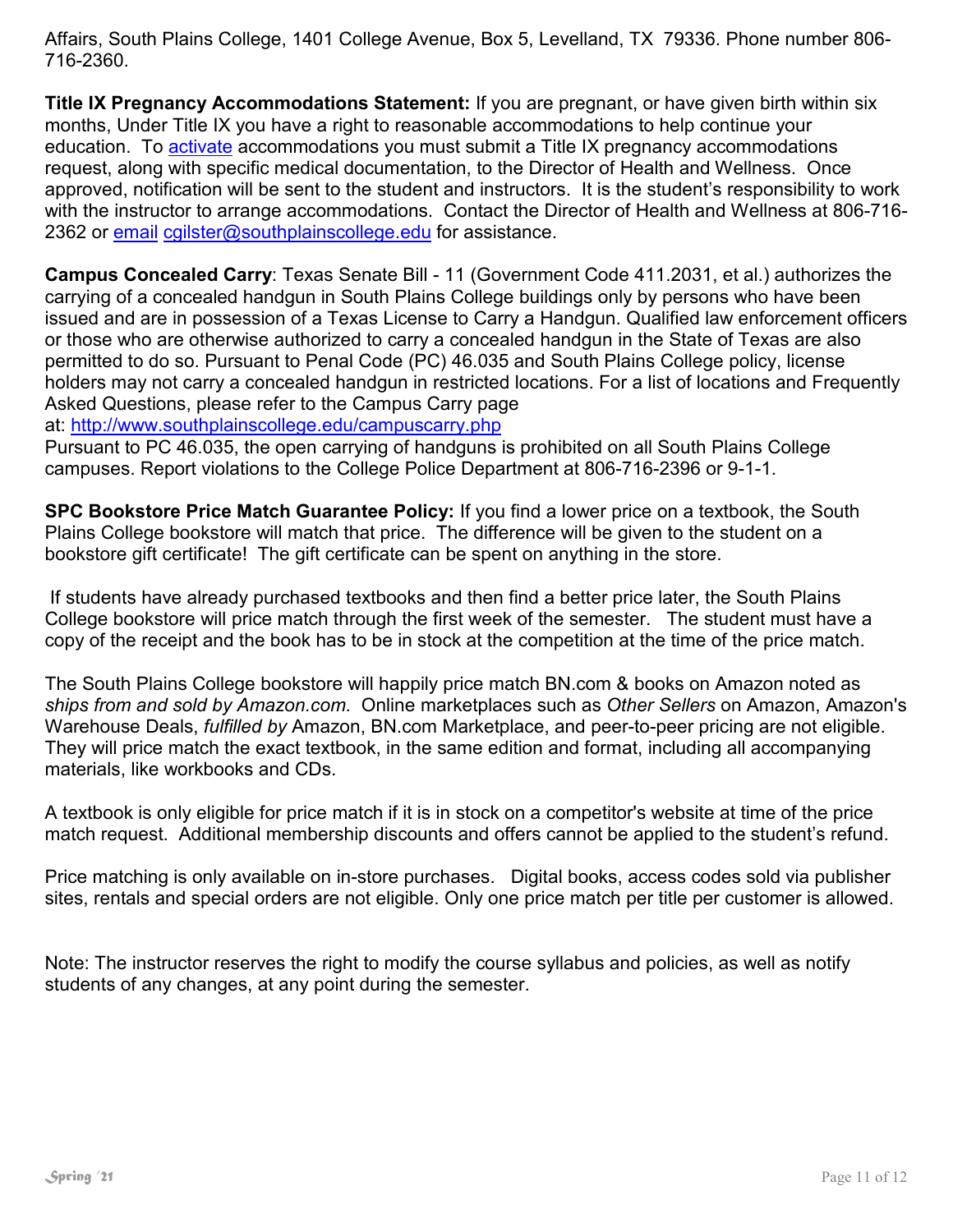Affairs, South Plains College, 1401 College Avenue, Box 5, Levelland, TX 79336. Phone number 806-716-2360.

**Title IX Pregnancy Accommodations Statement:** If you are pregnant, or have given birth within six months, Under Title IX you have a right to reasonable accommodations to help continue your education. To activate accommodations you must submit a Title IX pregnancy accommodations request, along with specific medical documentation, to the Director of Health and Wellness. Once approved, notification will be sent to the student and instructors. It is the student's responsibility to work with the instructor to arrange accommodations. Contact the Director of Health and Wellness at 806-716-2362 or email cgilster@southplainscollege.edu for assistance.

**Campus Concealed Carry**: Texas Senate Bill - 11 (Government Code 411.2031, et al.) authorizes the carrying of a concealed handgun in South Plains College buildings only by persons who have been issued and are in possession of a Texas License to Carry a Handgun. Qualified law enforcement officers or those who are otherwise authorized to carry a concealed handgun in the State of Texas are also permitted to do so. Pursuant to Penal Code (PC) 46.035 and South Plains College policy, license holders may not carry a concealed handgun in restricted locations. For a list of locations and Frequently Asked Questions, please refer to the Campus Carry page at: http://www.southplainscollege.edu/campuscarry.php
Pursuant to PC 46.035, the open carrying of handguns is prohibited on all South Plains College campuses. Report violations to the College Police Department at 806-716-2396 or 9-1-1.

**SPC Bookstore Price Match Guarantee Policy:** If you find a lower price on a textbook, the South Plains College bookstore will match that price. The difference will be given to the student on a bookstore gift certificate! The gift certificate can be spent on anything in the store.

If students have already purchased textbooks and then find a better price later, the South Plains College bookstore will price match through the first week of the semester. The student must have a copy of the receipt and the book has to be in stock at the competition at the time of the price match.

The South Plains College bookstore will happily price match BN.com & books on Amazon noted as *ships from and sold by Amazon.com*. Online marketplaces such as *Other Sellers* on Amazon, Amazon's Warehouse Deals, *fulfilled by* Amazon, BN.com Marketplace, and peer-to-peer pricing are not eligible. They will price match the exact textbook, in the same edition and format, including all accompanying materials, like workbooks and CDs.

A textbook is only eligible for price match if it is in stock on a competitor's website at time of the price match request. Additional membership discounts and offers cannot be applied to the student's refund.

Price matching is only available on in-store purchases. Digital books, access codes sold via publisher sites, rentals and special orders are not eligible. Only one price match per title per customer is allowed.

Note: The instructor reserves the right to modify the course syllabus and policies, as well as notify students of any changes, at any point during the semester.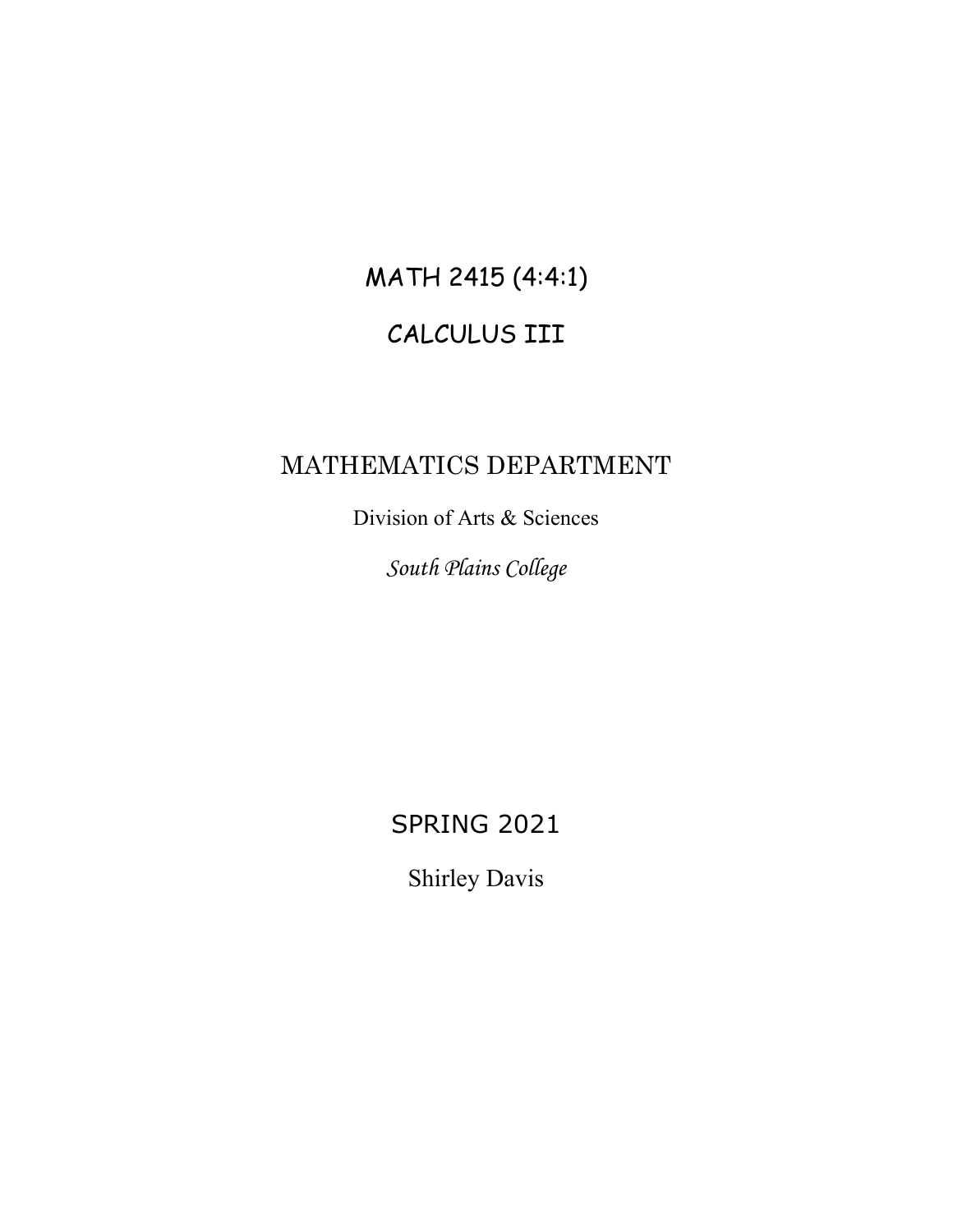# MATH 2415 (4:4:1)

# CALCULUS III

## MATHEMATICS DEPARTMENT

Division of Arts & Sciences

*South Plains College*

## SPRING 2021

Shirley Davis